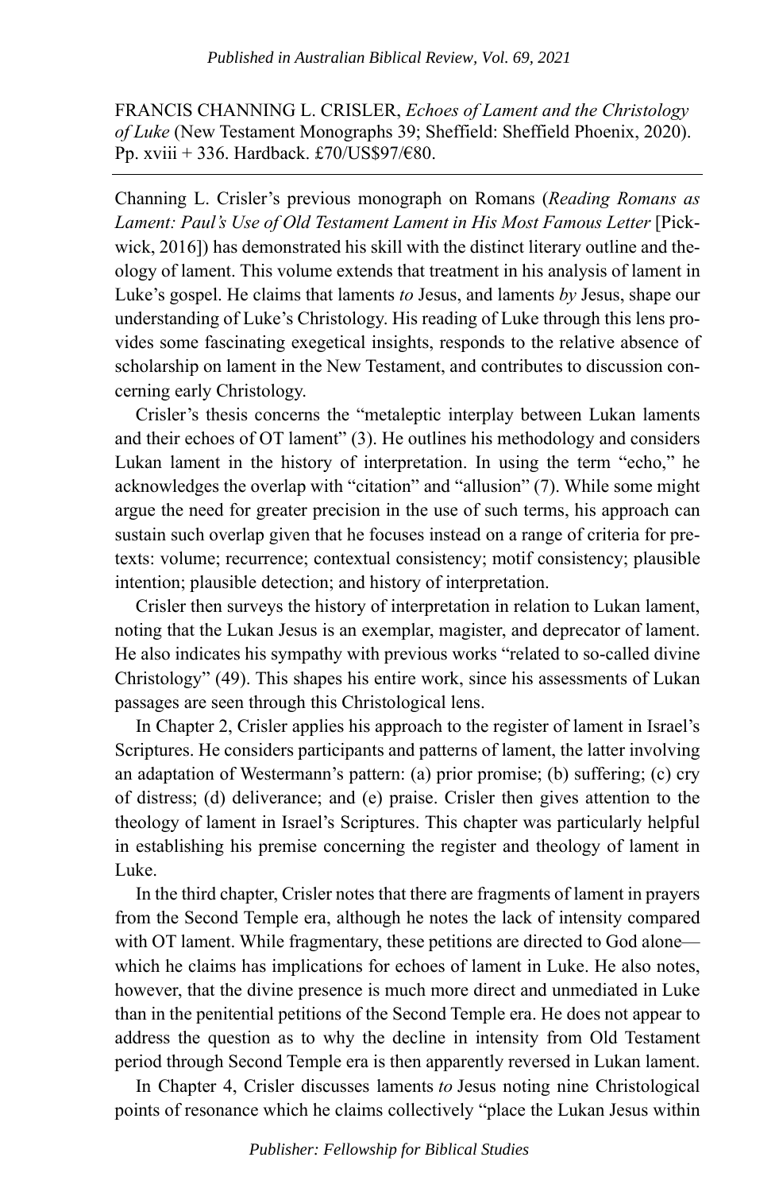FRANCIS CHANNING L. CRISLER, *Echoes of Lament and the Christology of Luke* (New Testament Monographs 39; Sheffield: Sheffield Phoenix, 2020). Pp. xviii + 336. Hardback. £70/US$97/€80.

---

Channing L. Crisler's previous monograph on Romans (*Reading Romans as Lament: Paul's Use of Old Testament Lament in His Most Famous Letter* [Pickwick, 2016]) has demonstrated his skill with the distinct literary outline and theology of lament. This volume extends that treatment in his analysis of lament in Luke's gospel. He claims that laments *to* Jesus, and laments *by* Jesus, shape our understanding of Luke's Christology. His reading of Luke through this lens provides some fascinating exegetical insights, responds to the relative absence of scholarship on lament in the New Testament, and contributes to discussion concerning early Christology.

Crisler's thesis concerns the "metaleptic interplay between Lukan laments and their echoes of OT lament" (3). He outlines his methodology and considers Lukan lament in the history of interpretation. In using the term "echo," he acknowledges the overlap with "citation" and "allusion" (7). While some might argue the need for greater precision in the use of such terms, his approach can sustain such overlap given that he focuses instead on a range of criteria for pretexts: volume; recurrence; contextual consistency; motif consistency; plausible intention; plausible detection; and history of interpretation.

Crisler then surveys the history of interpretation in relation to Lukan lament, noting that the Lukan Jesus is an exemplar, magister, and deprecator of lament. He also indicates his sympathy with previous works "related to so-called divine Christology" (49). This shapes his entire work, since his assessments of Lukan passages are seen through this Christological lens.

In Chapter 2, Crisler applies his approach to the register of lament in Israel's Scriptures. He considers participants and patterns of lament, the latter involving an adaptation of Westermann's pattern: (a) prior promise; (b) suffering; (c) cry of distress; (d) deliverance; and (e) praise. Crisler then gives attention to the theology of lament in Israel's Scriptures. This chapter was particularly helpful in establishing his premise concerning the register and theology of lament in Luke.

In the third chapter, Crisler notes that there are fragments of lament in prayers from the Second Temple era, although he notes the lack of intensity compared with OT lament. While fragmentary, these petitions are directed to God alone—which he claims has implications for echoes of lament in Luke. He also notes, however, that the divine presence is much more direct and unmediated in Luke than in the penitential petitions of the Second Temple era. He does not appear to address the question as to why the decline in intensity from Old Testament period through Second Temple era is then apparently reversed in Lukan lament.

In Chapter 4, Crisler discusses laments *to* Jesus noting nine Christological points of resonance which he claims collectively "place the Lukan Jesus within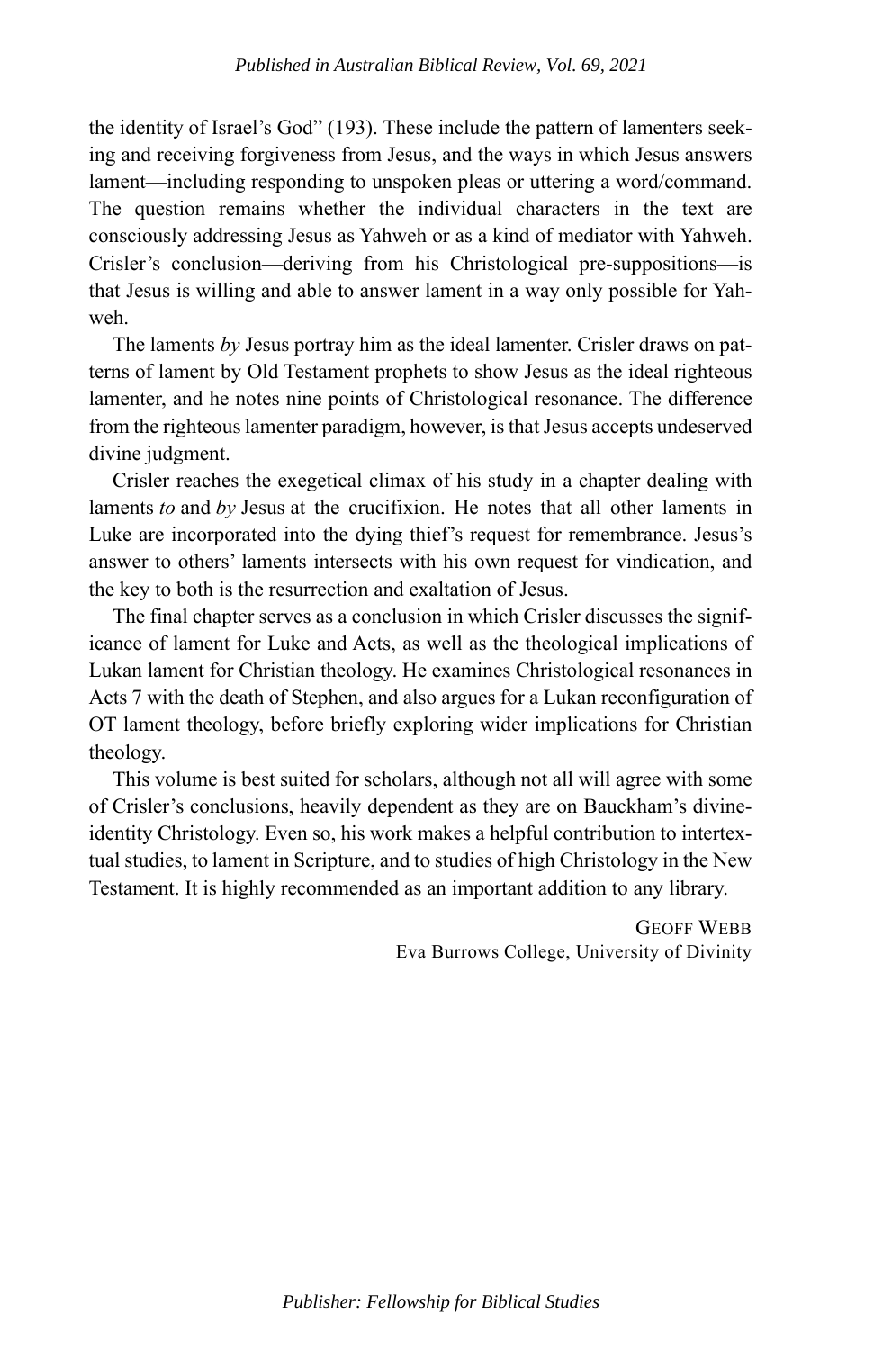the identity of Israel's God" (193). These include the pattern of lamenters seeking and receiving forgiveness from Jesus, and the ways in which Jesus answers lament—including responding to unspoken pleas or uttering a word/command. The question remains whether the individual characters in the text are consciously addressing Jesus as Yahweh or as a kind of mediator with Yahweh. Crisler's conclusion—deriving from his Christological pre-suppositions—is that Jesus is willing and able to answer lament in a way only possible for Yahweh.

The laments *by* Jesus portray him as the ideal lamenter. Crisler draws on patterns of lament by Old Testament prophets to show Jesus as the ideal righteous lamenter, and he notes nine points of Christological resonance. The difference from the righteous lamenter paradigm, however, is that Jesus accepts undeserved divine judgment.

Crisler reaches the exegetical climax of his study in a chapter dealing with laments *to* and *by* Jesus at the crucifixion. He notes that all other laments in Luke are incorporated into the dying thief's request for remembrance. Jesus's answer to others' laments intersects with his own request for vindication, and the key to both is the resurrection and exaltation of Jesus.

The final chapter serves as a conclusion in which Crisler discusses the significance of lament for Luke and Acts, as well as the theological implications of Lukan lament for Christian theology. He examines Christological resonances in Acts 7 with the death of Stephen, and also argues for a Lukan reconfiguration of OT lament theology, before briefly exploring wider implications for Christian theology.

This volume is best suited for scholars, although not all will agree with some of Crisler's conclusions, heavily dependent as they are on Bauckham's divine-identity Christology. Even so, his work makes a helpful contribution to intertextual studies, to lament in Scripture, and to studies of high Christology in the New Testament. It is highly recommended as an important addition to any library.

GEOFF WEBB
Eva Burrows College, University of Divinity